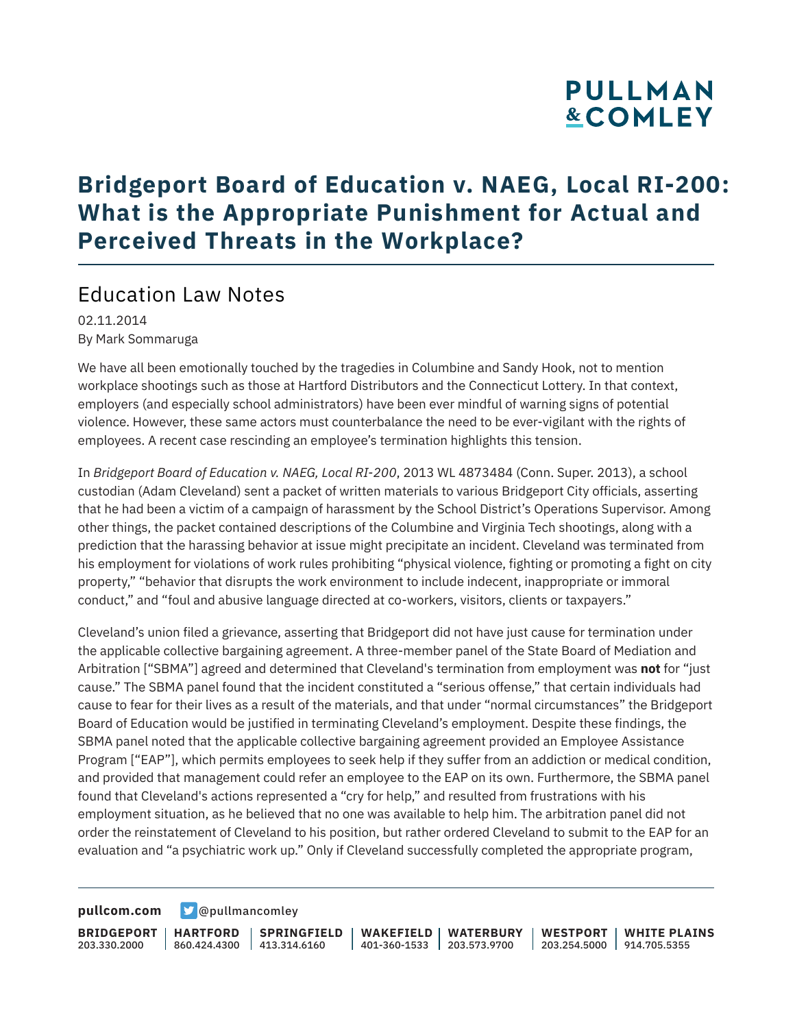# Bridgeport Board of Education v. NAEG, Local RI-200: What is the Appropriate Punishment for Actual and Perceived Threats in the Workplace?

## Education Law Notes

02.11.2014
By Mark Sommaruga

We have all been emotionally touched by the tragedies in Columbine and Sandy Hook, not to mention workplace shootings such as those at Hartford Distributors and the Connecticut Lottery. In that context, employers (and especially school administrators) have been ever mindful of warning signs of potential violence. However, these same actors must counterbalance the need to be ever-vigilant with the rights of employees. A recent case rescinding an employee's termination highlights this tension.

In *Bridgeport Board of Education v. NAEG, Local RI-200*, 2013 WL 4873484 (Conn. Super. 2013), a school custodian (Adam Cleveland) sent a packet of written materials to various Bridgeport City officials, asserting that he had been a victim of a campaign of harassment by the School District's Operations Supervisor. Among other things, the packet contained descriptions of the Columbine and Virginia Tech shootings, along with a prediction that the harassing behavior at issue might precipitate an incident. Cleveland was terminated from his employment for violations of work rules prohibiting "physical violence, fighting or promoting a fight on city property," "behavior that disrupts the work environment to include indecent, inappropriate or immoral conduct," and "foul and abusive language directed at co-workers, visitors, clients or taxpayers."

Cleveland's union filed a grievance, asserting that Bridgeport did not have just cause for termination under the applicable collective bargaining agreement. A three-member panel of the State Board of Mediation and Arbitration ["SBMA"] agreed and determined that Cleveland's termination from employment was **not** for "just cause." The SBMA panel found that the incident constituted a "serious offense," that certain individuals had cause to fear for their lives as a result of the materials, and that under "normal circumstances" the Bridgeport Board of Education would be justified in terminating Cleveland's employment. Despite these findings, the SBMA panel noted that the applicable collective bargaining agreement provided an Employee Assistance Program ["EAP"], which permits employees to seek help if they suffer from an addiction or medical condition, and provided that management could refer an employee to the EAP on its own. Furthermore, the SBMA panel found that Cleveland's actions represented a "cry for help," and resulted from frustrations with his employment situation, as he believed that no one was available to help him. The arbitration panel did not order the reinstatement of Cleveland to his position, but rather ordered Cleveland to submit to the EAP for an evaluation and "a psychiatric work up." Only if Cleveland successfully completed the appropriate program,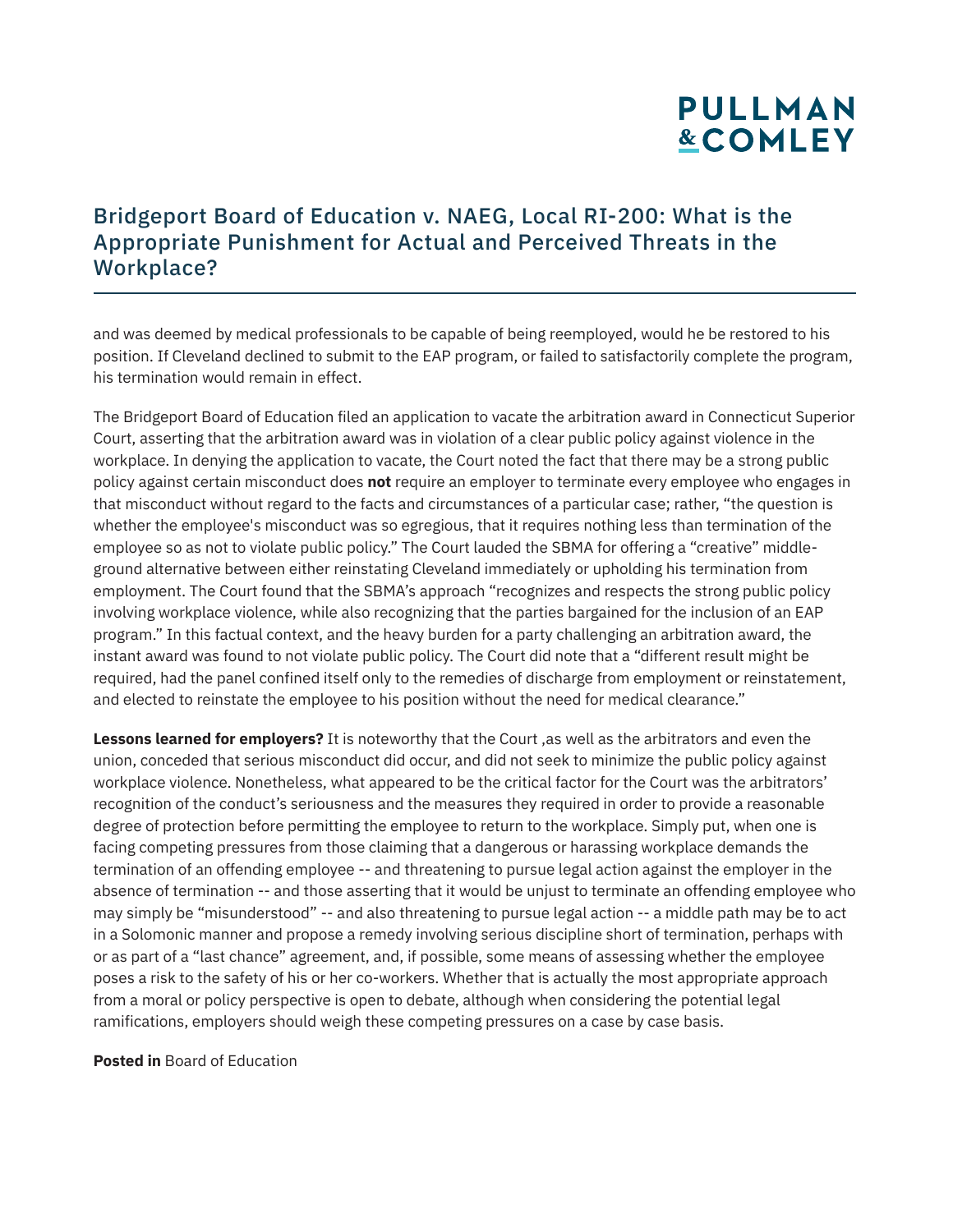and was deemed by medical professionals to be capable of being reemployed, would he be restored to his position. If Cleveland declined to submit to the EAP program, or failed to satisfactorily complete the program, his termination would remain in effect.

The Bridgeport Board of Education filed an application to vacate the arbitration award in Connecticut Superior Court, asserting that the arbitration award was in violation of a clear public policy against violence in the workplace. In denying the application to vacate, the Court noted the fact that there may be a strong public policy against certain misconduct does **not** require an employer to terminate every employee who engages in that misconduct without regard to the facts and circumstances of a particular case; rather, "the question is whether the employee's misconduct was so egregious, that it requires nothing less than termination of the employee so as not to violate public policy." The Court lauded the SBMA for offering a "creative" middle-ground alternative between either reinstating Cleveland immediately or upholding his termination from employment. The Court found that the SBMA's approach "recognizes and respects the strong public policy involving workplace violence, while also recognizing that the parties bargained for the inclusion of an EAP program." In this factual context, and the heavy burden for a party challenging an arbitration award, the instant award was found to not violate public policy. The Court did note that a "different result might be required, had the panel confined itself only to the remedies of discharge from employment or reinstatement, and elected to reinstate the employee to his position without the need for medical clearance."

**Lessons learned for employers?** It is noteworthy that the Court ,as well as the arbitrators and even the union, conceded that serious misconduct did occur, and did not seek to minimize the public policy against workplace violence. Nonetheless, what appeared to be the critical factor for the Court was the arbitrators' recognition of the conduct's seriousness and the measures they required in order to provide a reasonable degree of protection before permitting the employee to return to the workplace. Simply put, when one is facing competing pressures from those claiming that a dangerous or harassing workplace demands the termination of an offending employee -- and threatening to pursue legal action against the employer in the absence of termination -- and those asserting that it would be unjust to terminate an offending employee who may simply be "misunderstood" -- and also threatening to pursue legal action -- a middle path may be to act in a Solomonic manner and propose a remedy involving serious discipline short of termination, perhaps with or as part of a "last chance" agreement, and, if possible, some means of assessing whether the employee poses a risk to the safety of his or her co-workers. Whether that is actually the most appropriate approach from a moral or policy perspective is open to debate, although when considering the potential legal ramifications, employers should weigh these competing pressures on a case by case basis.

**Posted in** Board of Education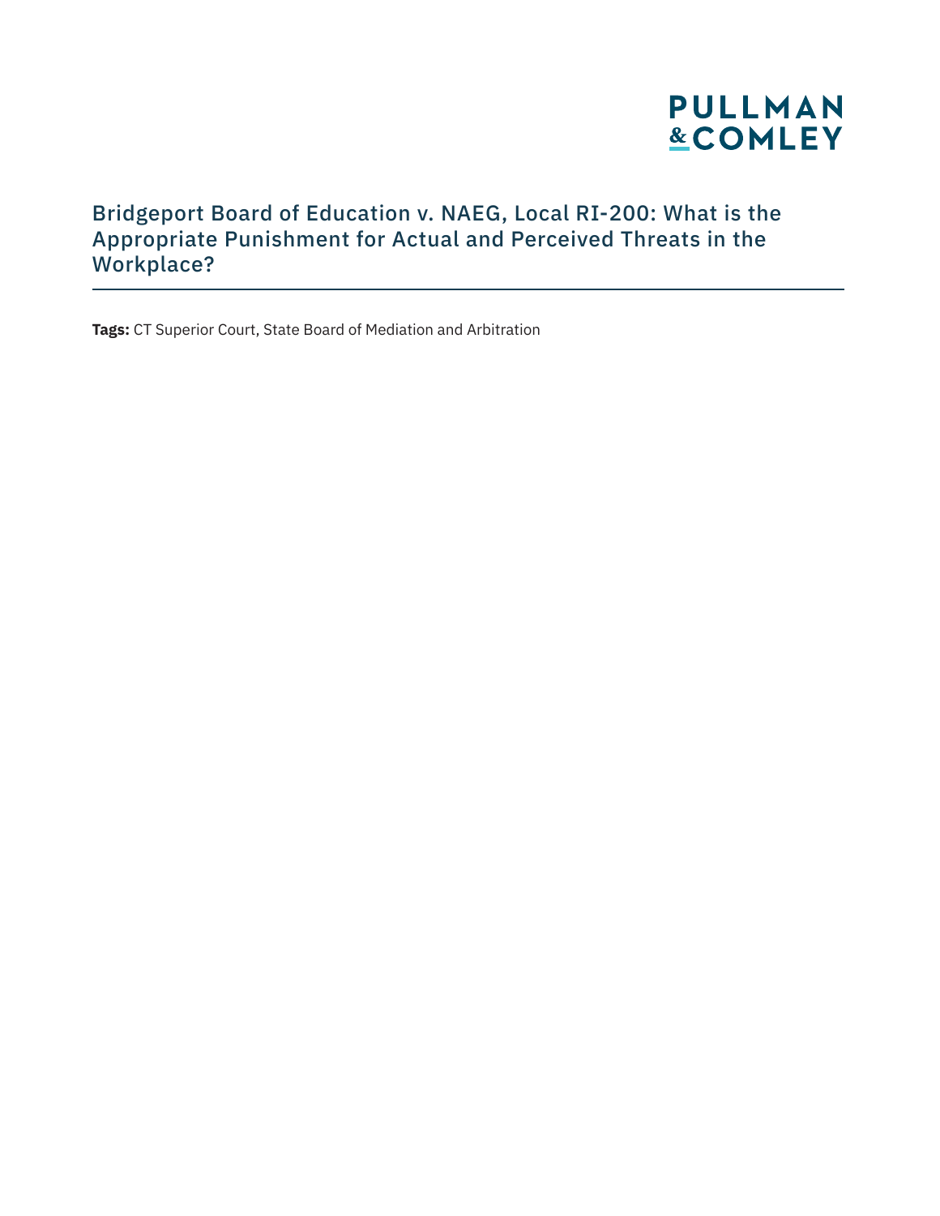# Bridgeport Board of Education v. NAEG, Local RI-200: What is the Appropriate Punishment for Actual and Perceived Threats in the Workplace?

**Tags:** CT Superior Court, State Board of Mediation and Arbitration